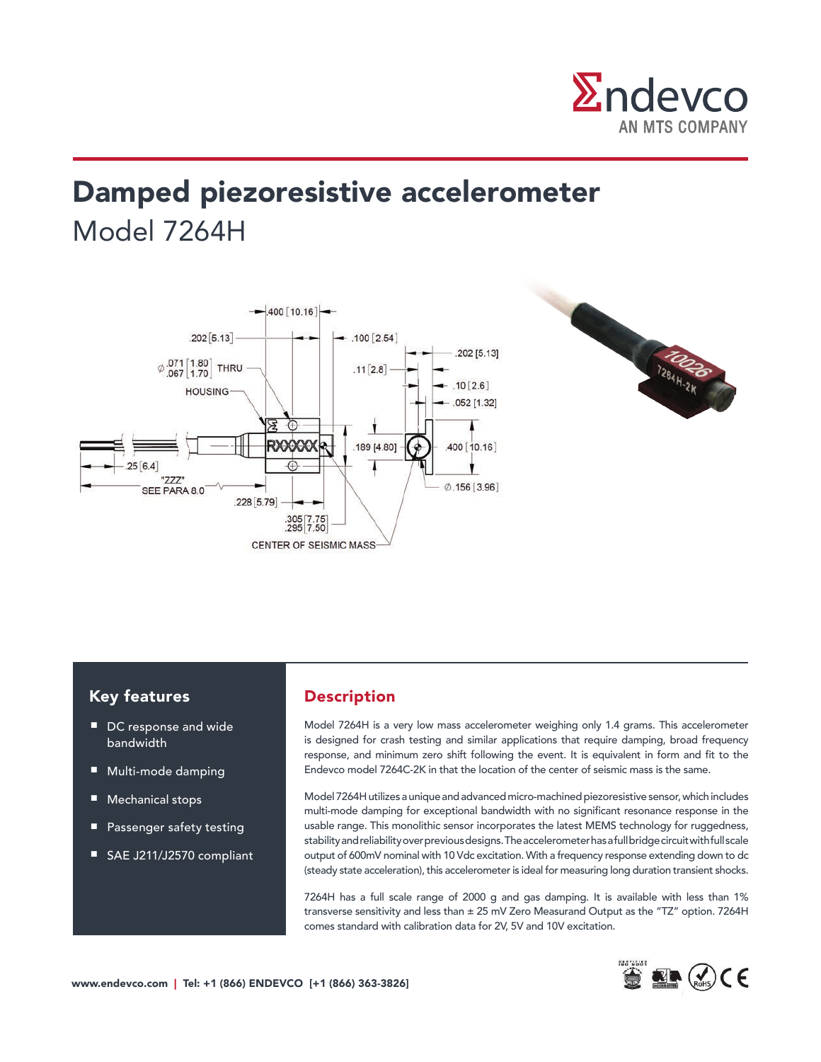# Damped piezoresistive accelerometer

Model 7264H

## Key features

- DC response and wide bandwidth
- Multi-mode damping
- Mechanical stops
- Passenger safety testing
- SAE J211/J2570 compliant

## Description

Model 7264H is a very low mass accelerometer weighing only 1.4 grams. This accelerometer is designed for crash testing and similar applications that require damping, broad frequency response, and minimum zero shift following the event. It is equivalent in form and fit to the Endevco model 7264C-2K in that the location of the center of seismic mass is the same.

Model 7264H utilizes a unique and advanced micro-machined piezoresistive sensor, which includes multi-mode damping for exceptional bandwidth with no significant resonance response in the usable range. This monolithic sensor incorporates the latest MEMS technology for ruggedness, stability and reliability over previous designs. The accelerometer has a full bridge circuit with full scale output of 600mV nominal with 10 Vdc excitation. With a frequency response extending down to dc (steady state acceleration), this accelerometer is ideal for measuring long duration transient shocks.

7264H has a full scale range of 2000 g and gas damping. It is available with less than 1% transverse sensitivity and less than ± 25 mV Zero Measurand Output as the "TZ" option. 7264H comes standard with calibration data for 2V, 5V and 10V excitation.

**www.endevco.com | Tel: +1 (866) ENDEVCO [+1 (866) 363-3826]**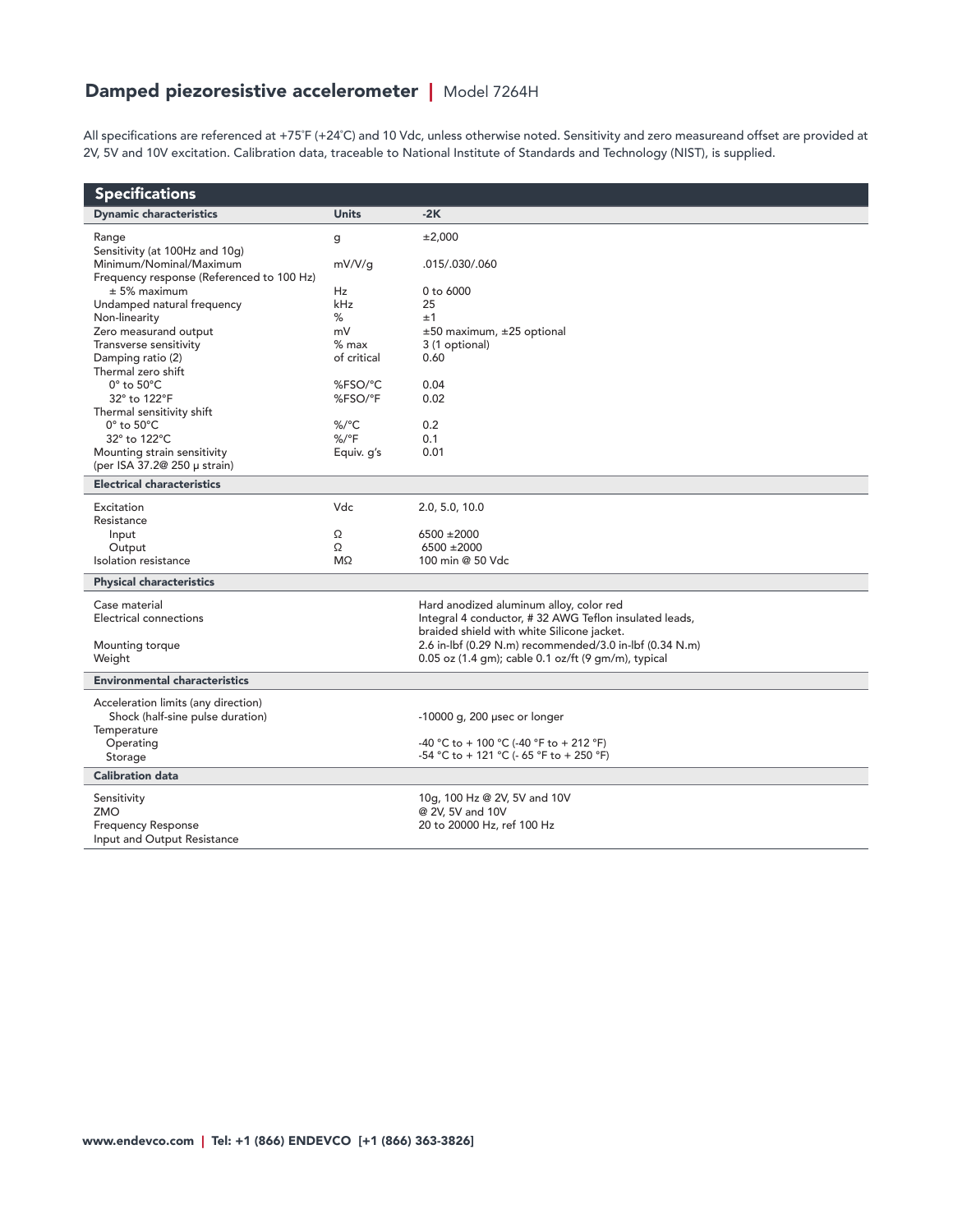# Damped piezoresistive accelerometer | Model 7264H

All specifications are referenced at +75˚F (+24˚C) and 10 Vdc, unless otherwise noted. Sensitivity and zero measureand offset are provided at 2V, 5V and 10V excitation. Calibration data, traceable to National Institute of Standards and Technology (NIST), is supplied.

## Specifications

| Dynamic characteristics | Units | -2K |
|---|---|---|
| Range | g | ±2,000 |
| Sensitivity (at 100Hz and 10g) | | |
| Minimum/Nominal/Maximum | mV/V/g | .015/.030/.060 |
| Frequency response (Referenced to 100 Hz) | | |
| ± 5% maximum | Hz | 0 to 6000 |
| Undamped natural frequency | kHz | 25 |
| Non-linearity | % | ±1 |
| Zero measurand output | mV | ±50 maximum, ±25 optional |
| Transverse sensitivity | % max | 3 (1 optional) |
| Damping ratio (2) | of critical | 0.60 |
| Thermal zero shift | | |
| 0° to 50°C | %FSO/°C | 0.04 |
| 32° to 122°F | %FSO/°F | 0.02 |
| Thermal sensitivity shift | | |
| 0° to 50°C | %/°C | 0.2 |
| 32° to 122°C | %/°F | 0.1 |
| Mounting strain sensitivity (per ISA 37.2@ 250 μ strain) | Equiv. g's | 0.01 |
| **Electrical characteristics** | | |
| Excitation | Vdc | 2.0, 5.0, 10.0 |
| Resistance | | |
| Input | Ω | 6500 ±2000 |
| Output | Ω | 6500 ±2000 |
| Isolation resistance | MΩ | 100 min @ 50 Vdc |
| **Physical characteristics** | | |
| Case material | | Hard anodized aluminum alloy, color red |
| Electrical connections | | Integral 4 conductor, # 32 AWG Teflon insulated leads, braided shield with white Silicone jacket. |
| Mounting torque | | 2.6 in-lbf (0.29 N.m) recommended/3.0 in-lbf (0.34 N.m) |
| Weight | | 0.05 oz (1.4 gm); cable 0.1 oz/ft (9 gm/m), typical |
| **Environmental characteristics** | | |
| Acceleration limits (any direction) | | |
| Shock (half-sine pulse duration) | | -10000 g, 200 μsec or longer |
| Temperature | | |
| Operating | | -40 °C to + 100 °C (-40 °F to + 212 °F) |
| Storage | | -54 °C to + 121 °C (- 65 °F to + 250 °F) |
| **Calibration data** | | |
| Sensitivity | | 10g, 100 Hz @ 2V, 5V and 10V |
| ZMO | | @ 2V, 5V and 10V |
| Frequency Response | | 20 to 20000 Hz, ref 100 Hz |
| Input and Output Resistance | | |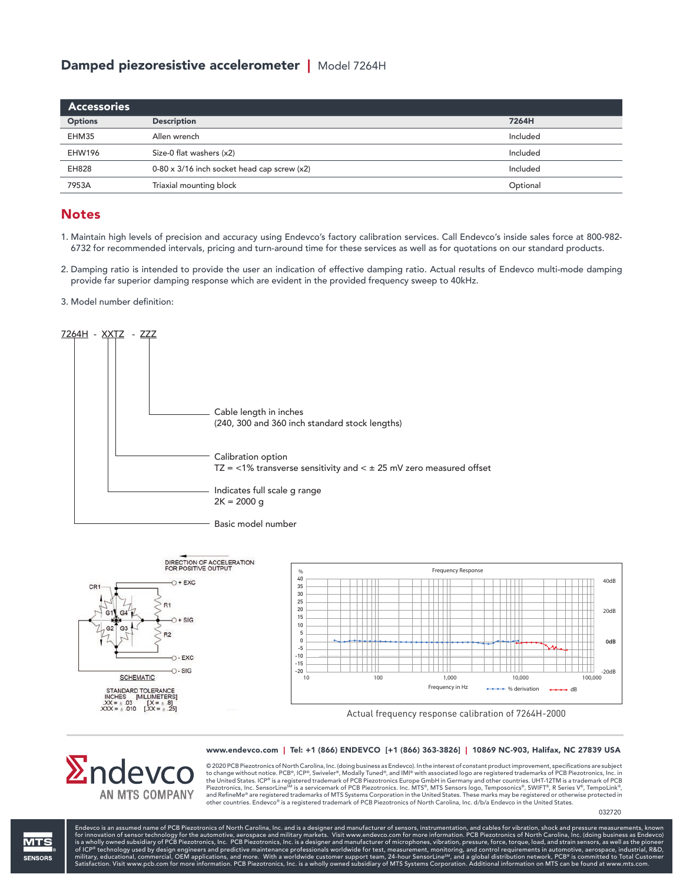## Damped piezoresistive accelerometer | Model 7264H

### Accessories

| Options | Description | 7264H |
|---|---|---|
| EHM35 | Allen wrench | Included |
| EHW196 | Size-0 flat washers (x2) | Included |
| EH828 | 0-80 x 3/16 inch socket head cap screw (x2) | Included |
| 7953A | Triaxial mounting block | Optional |

## Notes

1. Maintain high levels of precision and accuracy using Endevco's factory calibration services. Call Endevco's inside sales force at 800-982-6732 for recommended intervals, pricing and turn-around time for these services as well as for quotations on our standard products.
2. Damping ratio is intended to provide the user an indication of effective damping ratio. Actual results of Endevco multi-mode damping provide far superior damping response which are evident in the provided frequency sweep to 40kHz.
3. Model number definition:

7264H - XXTZ - ZZZ

- ZZZ: Cable length in inches (240, 300 and 360 inch standard stock lengths)
- TZ: Calibration option — TZ = <1% transverse sensitivity and < ± 25 mV zero measured offset
- XX: Indicates full scale g range — 2K = 2000 g
- 7264H: Basic model number

DIRECTION OF ACCELERATION FOR POSITIVE OUTPUT

CR1
G1 G4
G2 G3
R1
R2
+ EXC
+ SIG
- EXC
- SIG

SCHEMATIC

STANDARD TOLERANCE
INCHES [MILLIMETERS]
.XX = ± .03 [.X = ± .8]
.XXX = ± .010 [.XX = ± .25]

Frequency Response
%
40
35
30
25
20
15
10
5
0
-5
-10
-15
-20
40dB
20dB
0dB
-20dB
10
100
1,000
10,000
100,000
Frequency in Hz
% derivation
dB

Actual frequency response calibration of 7264H-2000

www.endevco.com | Tel: +1 (866) ENDEVCO [+1 (866) 363-3826] | 10869 NC-903, Halifax, NC 27839 USA

© 2020 PCB Piezotronics of North Carolina, Inc. (doing business as Endevco). In the interest of constant product improvement, specifications are subject to change without notice. PCB®, ICP®, Swiveler®, Modally Tuned®, and IMI® with associated logo are registered trademarks of PCB Piezotronics, Inc. in the United States. ICP® is a registered trademark of PCB Piezotronics Europe GmbH in Germany and other countries. UHT-12TM is a trademark of PCB Piezotronics, Inc. SensorLine℠ is a servicemark of PCB Piezotronics. Inc. MTS®, MTS Sensors logo, Temposonics®, SWIFT®, R Series V®, TempoLink®, and RefineMe® are registered trademarks of MTS Systems Corporation in the United States. These marks may be registered or otherwise protected in other countries. Endevco® is a registered trademark of PCB Piezotronics of North Carolina, Inc. d/b/a Endevco in the United States.

032720

Endevco AN MTS COMPANY

MTS SENSORS

Endevco is an assumed name of PCB Piezotronics of North Carolina, Inc. and is a designer and manufacturer of sensors, instrumentation, and cables for vibration, shock and pressure measurements, known for innovation of sensor technology for the automotive, aerospace and military markets. Visit www.endevco.com for more information. PCB Piezotronics of North Carolina, Inc. (doing business as Endevco) is a wholly owned subsidiary of PCB Piezotronics, Inc. PCB Piezotronics, Inc. is a designer and manufacturer of microphones, vibration, pressure, force, torque, load, and strain sensors, as well as the pioneer of ICP® technology used by design engineers and predictive maintenance professionals worldwide for test, measurement, monitoring, and control requirements in automotive, aerospace, industrial, R&D, military, educational, commercial, OEM applications, and more. With a worldwide customer support team, 24-hour SensorLine℠, and a global distribution network, PCB® is committed to Total Customer Satisfaction. Visit www.pcb.com for more information. PCB Piezotronics, Inc. is a wholly owned subsidiary of MTS Systems Corporation. Additional information on MTS can be found at www.mts.com.